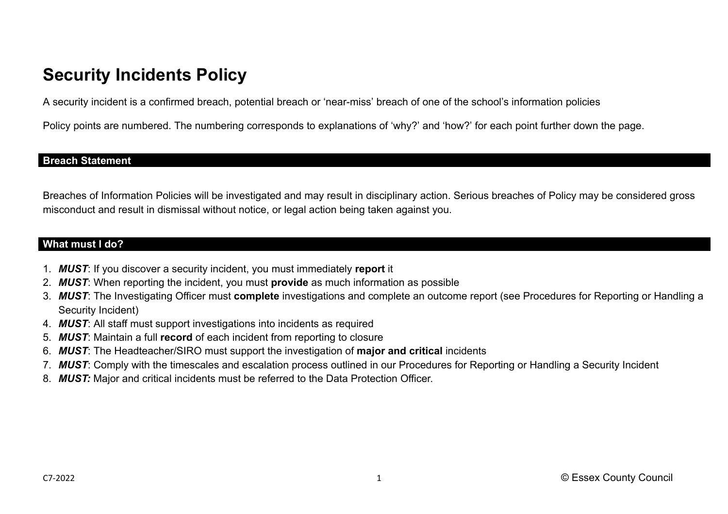# Security Incidents Policy

A security incident is a confirmed breach, potential breach or 'near-miss' breach of one of the school's information policies

Policy points are numbered. The numbering corresponds to explanations of 'why?' and 'how?' for each point further down the page.

## Breach Statement

Breaches of Information Policies will be investigated and may result in disciplinary action. Serious breaches of Policy may be considered gross misconduct and result in dismissal without notice, or legal action being taken against you.

## What must I do?

1. ***MUST***: If you discover a security incident, you must immediately **report** it
2. ***MUST***: When reporting the incident, you must **provide** as much information as possible
3. ***MUST***: The Investigating Officer must **complete** investigations and complete an outcome report (see Procedures for Reporting or Handling a Security Incident)
4. ***MUST***: All staff must support investigations into incidents as required
5. ***MUST***: Maintain a full **record** of each incident from reporting to closure
6. ***MUST***: The Headteacher/SIRO must support the investigation of **major and critical** incidents
7. ***MUST***: Comply with the timescales and escalation process outlined in our Procedures for Reporting or Handling a Security Incident
8. ***MUST:*** Major and critical incidents must be referred to the Data Protection Officer.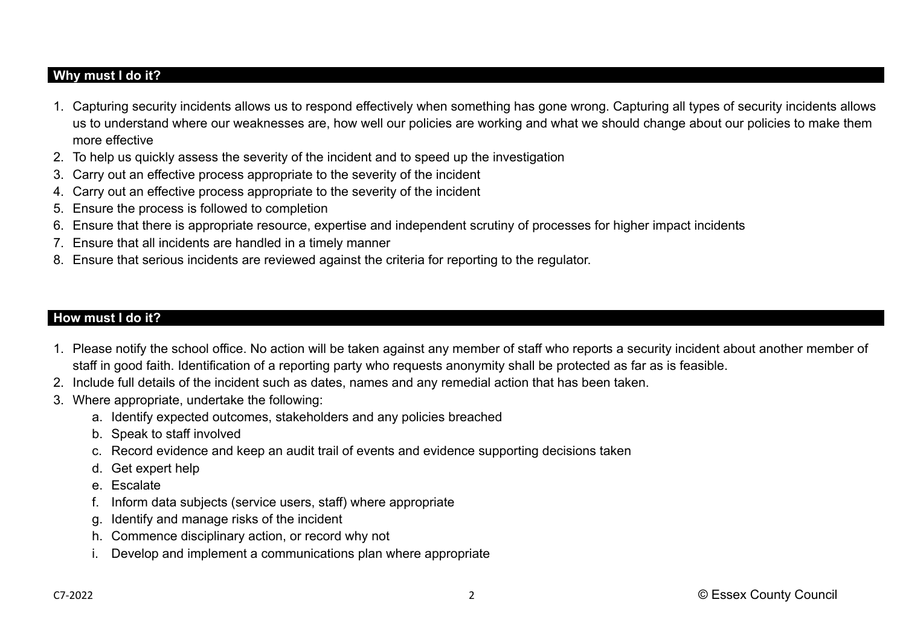## Why must I do it?

1. Capturing security incidents allows us to respond effectively when something has gone wrong. Capturing all types of security incidents allows us to understand where our weaknesses are, how well our policies are working and what we should change about our policies to make them more effective
2. To help us quickly assess the severity of the incident and to speed up the investigation
3. Carry out an effective process appropriate to the severity of the incident
4. Carry out an effective process appropriate to the severity of the incident
5. Ensure the process is followed to completion
6. Ensure that there is appropriate resource, expertise and independent scrutiny of processes for higher impact incidents
7. Ensure that all incidents are handled in a timely manner
8. Ensure that serious incidents are reviewed against the criteria for reporting to the regulator.

## How must I do it?

1. Please notify the school office. No action will be taken against any member of staff who reports a security incident about another member of staff in good faith. Identification of a reporting party who requests anonymity shall be protected as far as is feasible.
2. Include full details of the incident such as dates, names and any remedial action that has been taken.
3. Where appropriate, undertake the following:
    a. Identify expected outcomes, stakeholders and any policies breached
    b. Speak to staff involved
    c. Record evidence and keep an audit trail of events and evidence supporting decisions taken
    d. Get expert help
    e. Escalate
    f. Inform data subjects (service users, staff) where appropriate
    g. Identify and manage risks of the incident
    h. Commence disciplinary action, or record why not
    i. Develop and implement a communications plan where appropriate

C7-2022 © Essex County Council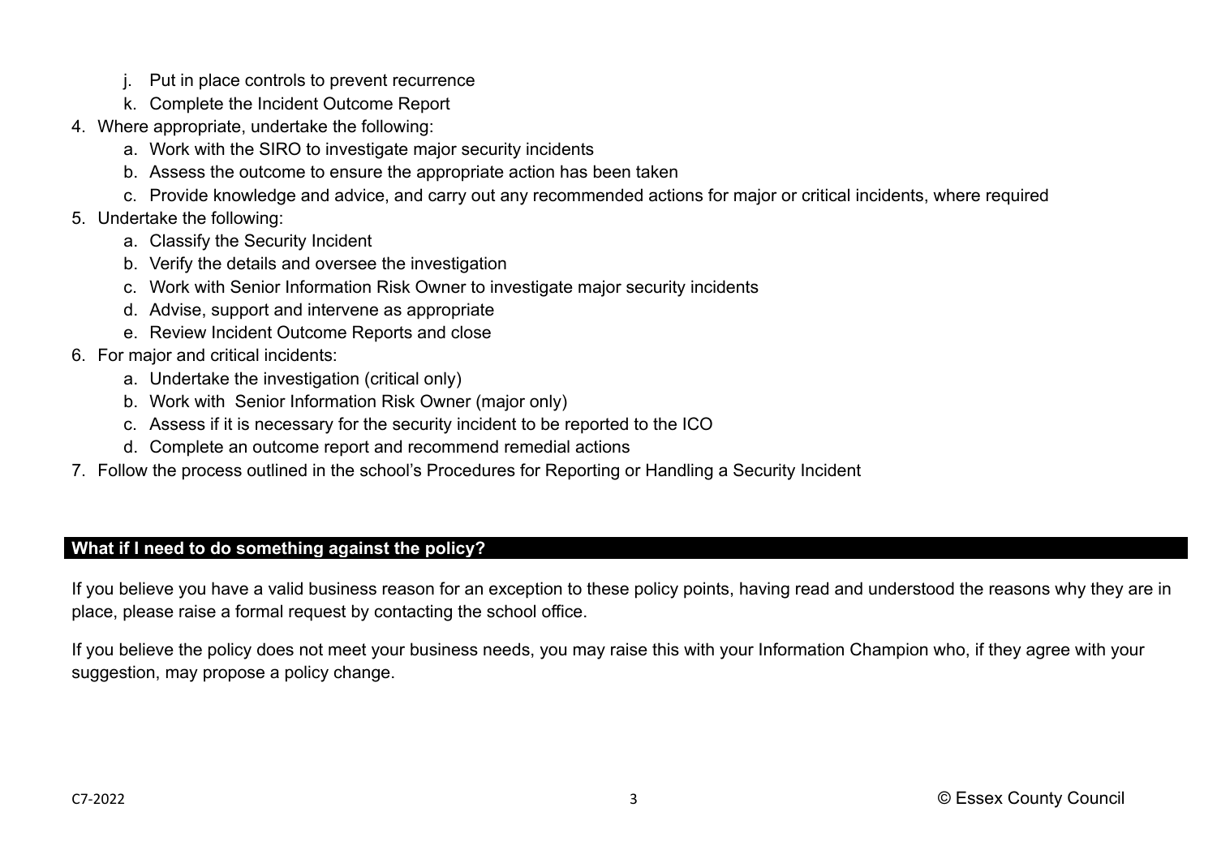j. Put in place controls to prevent recurrence
   k. Complete the Incident Outcome Report
4. Where appropriate, undertake the following:
   a. Work with the SIRO to investigate major security incidents
   b. Assess the outcome to ensure the appropriate action has been taken
   c. Provide knowledge and advice, and carry out any recommended actions for major or critical incidents, where required
5. Undertake the following:
   a. Classify the Security Incident
   b. Verify the details and oversee the investigation
   c. Work with Senior Information Risk Owner to investigate major security incidents
   d. Advise, support and intervene as appropriate
   e. Review Incident Outcome Reports and close
6. For major and critical incidents:
   a. Undertake the investigation (critical only)
   b. Work with Senior Information Risk Owner (major only)
   c. Assess if it is necessary for the security incident to be reported to the ICO
   d. Complete an outcome report and recommend remedial actions
7. Follow the process outlined in the school's Procedures for Reporting or Handling a Security Incident

## What if I need to do something against the policy?

If you believe you have a valid business reason for an exception to these policy points, having read and understood the reasons why they are in place, please raise a formal request by contacting the school office.

If you believe the policy does not meet your business needs, you may raise this with your Information Champion who, if they agree with your suggestion, may propose a policy change.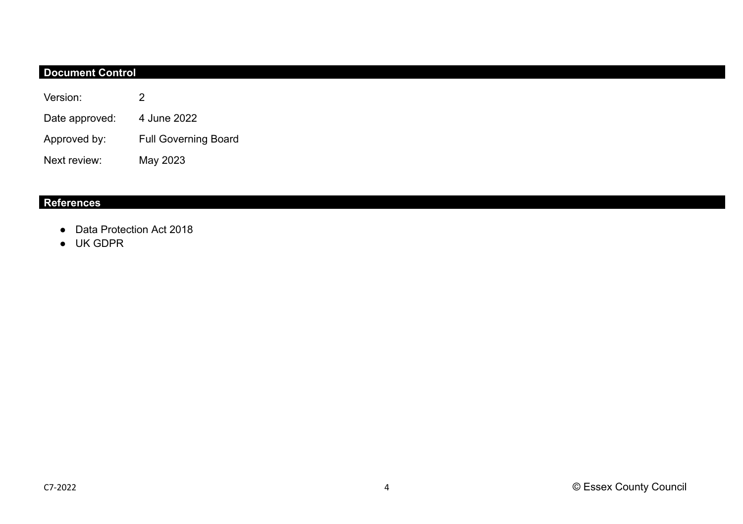## Document Control

| | |
|---|---|
| Version: | 2 |
| Date approved: | 4 June 2022 |
| Approved by: | Full Governing Board |
| Next review: | May 2023 |

## References

- Data Protection Act 2018
- UK GDPR